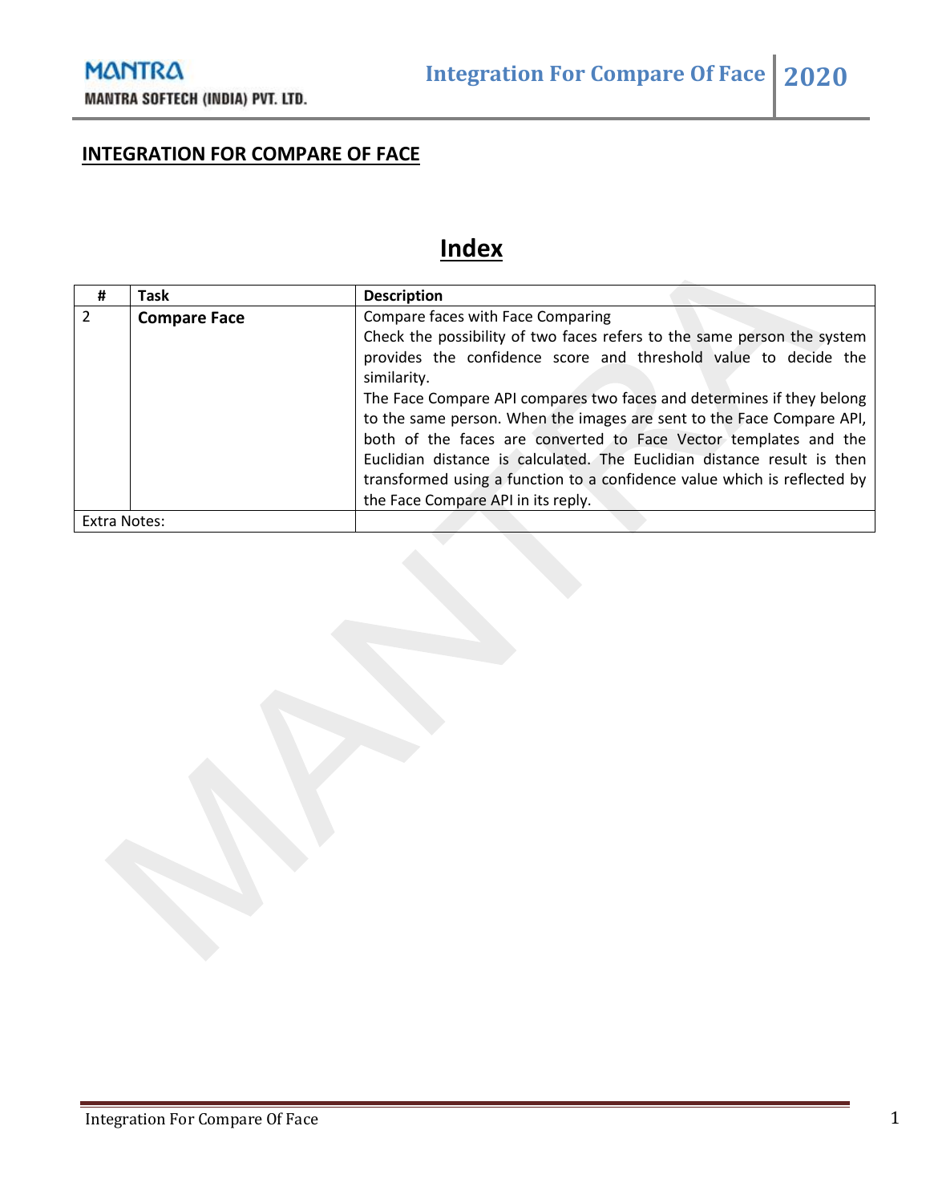# INTEGRATION FOR COMPARE OF FACE

## Index

| # | Task | Description |
|---|---|---|
| 2 | **Compare Face** | Compare faces with Face Comparing<br>Check the possibility of two faces refers to the same person the system provides the confidence score and threshold value to decide the similarity.<br>The Face Compare API compares two faces and determines if they belong to the same person. When the images are sent to the Face Compare API, both of the faces are converted to Face Vector templates and the Euclidian distance is calculated. The Euclidian distance result is then transformed using a function to a confidence value which is reflected by the Face Compare API in its reply. |
| Extra Notes: | | |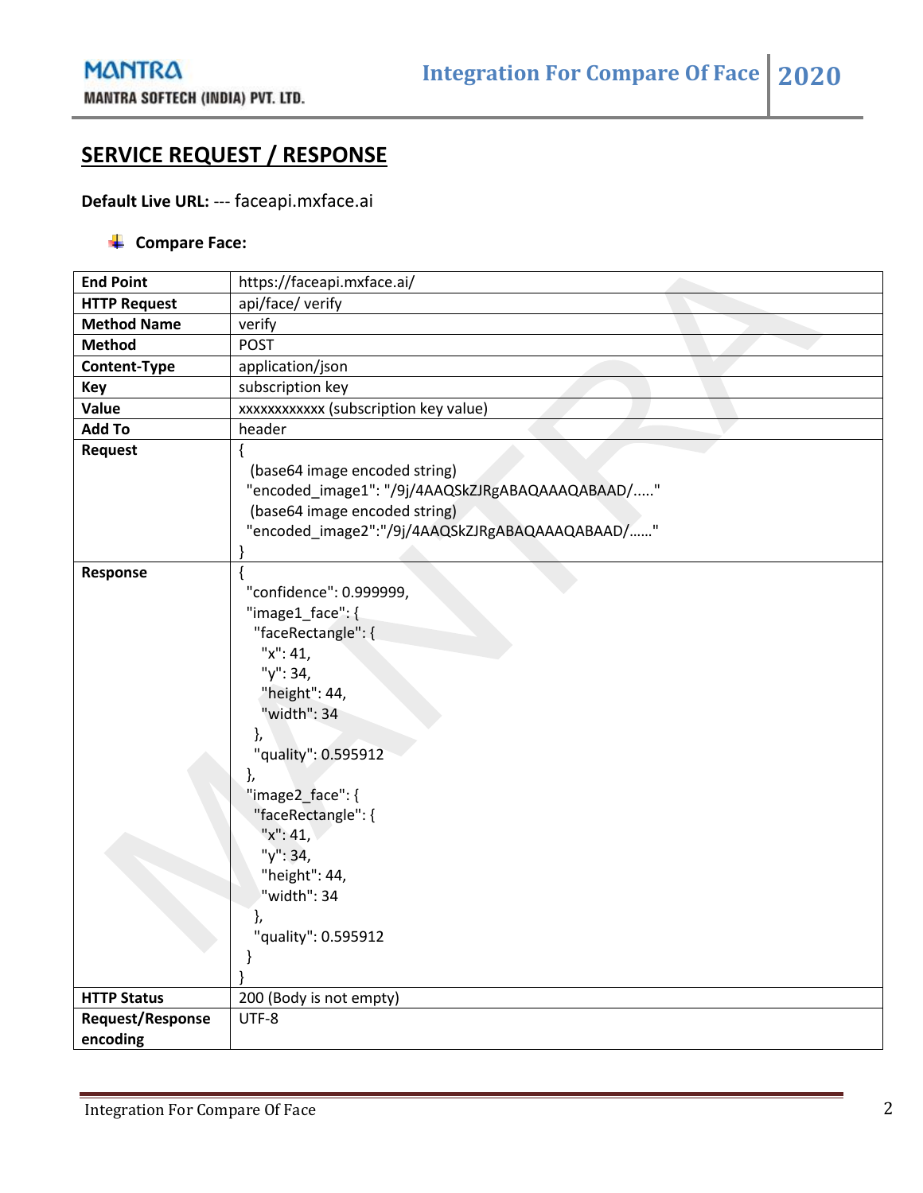## SERVICE REQUEST / RESPONSE

**Default Live URL:** --- faceapi.mxface.ai

- **Compare Face:**

| | |
|---|---|
| **End Point** | https://faceapi.mxface.ai/ |
| **HTTP Request** | api/face/ verify |
| **Method Name** | verify |
| **Method** | POST |
| **Content-Type** | application/json |
| **Key** | subscription key |
| **Value** | xxxxxxxxxxxx (subscription key value) |
| **Add To** | header |
| **Request** | { (base64 image encoded string) "encoded_image1": "/9j/4AAQSkZJRgABAQAAAQABAAD/....." (base64 image encoded string) "encoded_image2":"/9j/4AAQSkZJRgABAQAAAQABAAD/......" } |
| **Response** | { "confidence": 0.999999, "image1_face": { "faceRectangle": { "x": 41, "y": 34, "height": 44, "width": 34 }, "quality": 0.595912 }, "image2_face": { "faceRectangle": { "x": 41, "y": 34, "height": 44, "width": 34 }, "quality": 0.595912 } } |
| **HTTP Status** | 200 (Body is not empty) |
| **Request/Response encoding** | UTF-8 |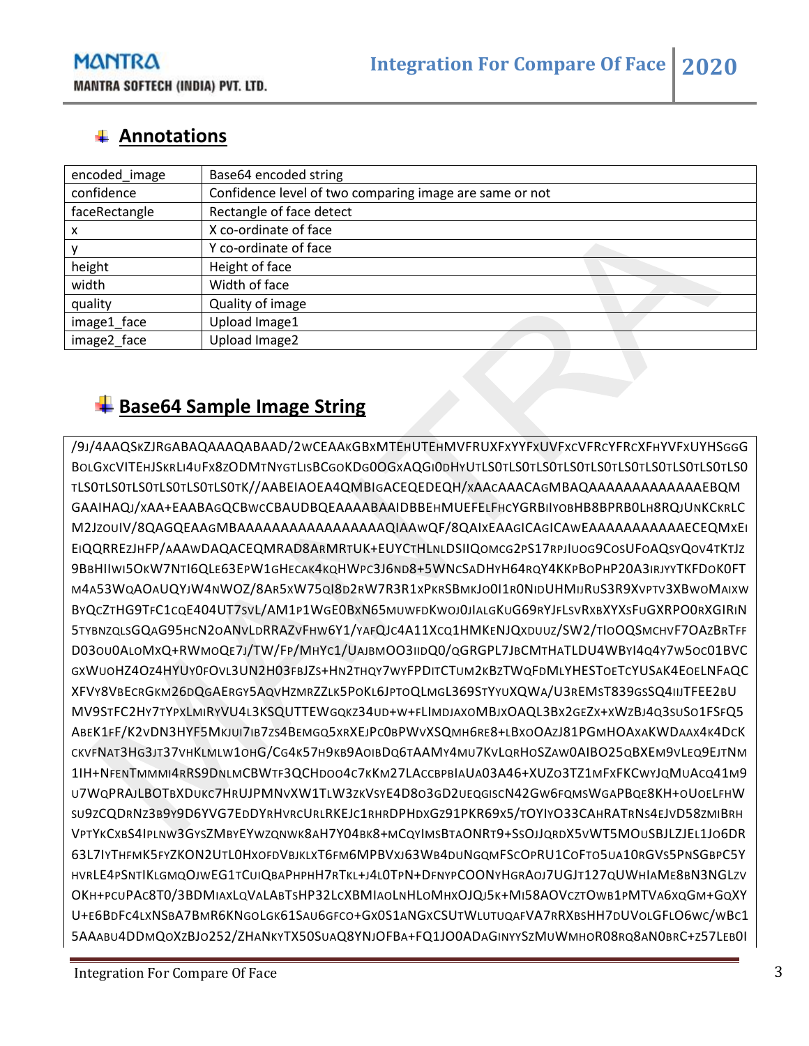## Annotations

| encoded_image | Base64 encoded string |
|---|---|
| confidence | Confidence level of two comparing image are same or not |
| faceRectangle | Rectangle of face detect |
| x | X co-ordinate of face |
| y | Y co-ordinate of face |
| height | Height of face |
| width | Width of face |
| quality | Quality of image |
| image1_face | Upload Image1 |
| image2_face | Upload Image2 |

## Base64 Sample Image String

```
/9J/4AAQSKZJRGABAQAAAQABAAD/2WCEAAKGBXMTEHUTEHMVFRUXFXYYFXUVFXCVFRCYFRCXFHYVFXUYHSGGG
BOLGXCVITEHJSKRLI4UFX8ZODMTNYGTLISBCGOKDG0OGXAQGI0DHYUTLS0TLS0TLS0TLS0TLS0TLS0TLS0TLS0TLS0
TLS0TLS0TLS0TLS0TLS0TLS0TK//AABEIAOEA4QMBIGACEQEDEQH/XAACAAACAGMBAQAAAAAAAAAAAAAAEBQM
GAAIHAQJ/XAA+EAABAGQCBWCCBAUDBQEAAAABAAIDBBEHMUEFELFHCYGRBIIYOBHB8BPRB0LH8RQJUNKCKRLC
M2JZOUIV/8QAGQEAAGMBAAAAAAAAAAAAAAAAAAQIAAWQF/8QAIXEAAGICAGICAWEAAAAAAAAAAAAECEQMXEI
EIQQRREZJHFP/AAAWDAQACEQMRAD8ARMRTUK+EUYCTHLNLDSIIQOMCG2PS17RPJIUOG9COSUFOAQSYQOV4TKTJZ
9BBHIIWI5OKW7NTI6QLE63EPW1GHECAK4KQHWPC3J6ND8+5WNCSADHYH64RQY4KKPBOPHP20A3IRJYYTKFDOK0FT
M4A53WQAOAUQYJW4NWOZ/8AR5XW75QI8D2RW7R3R1XPKRSBMKJO0I1R0NIDUHMIJRUS3R9XVPTV3XBWOMAIXW
BYQCZTHG9TFC1CQE404UT7SVL/AM1P1WGE0BXN65MUWFDKWOJ0JIALGKUG69RYJFLSVRXBXYXSFUGXRPO0RXGIRIN
5TYBNZQLSGQAG95HCN2OANVLDRRAZVFHW6Y1/YAFQJC4A11XCQ1HMKENJQXDUUZ/SW2/TIOOQSMCHVF7OAZBRTFF
D03OU0ALOMXQ+RWMOQE7J/TW/FP/MHYC1/UAJBMOO3IIDQ0/QGRGPL7JBCMTHATLDU4WBYI4Q4Y7W5OC01BVC
GXWUOHZ4OZ4HYUY0FOVL3UN2H03FBJZS+HN2THQY7WYFPDITCTUM2KBZTWQFDMLYHESTOETCYUSAK4EOELNFAQC
XFVY8VBECRGKM26DQGAERGY5AQVHZMRZZLK5POKL6JPTOQLMGL369STYYUXQWA/U3REMST839GSSQ4IIJTFEE2BU
MV9STFC2HY7TYPXLMIRYVU4L3KSQUTTEWGQKZ34UD+W+FLIMDJAXOMBJXOAQL3BX2GEZX+XWZBJ4Q3SUSO1FSFQ5
ABEK1FF/K2VDN3HYF5MKJUI7IB7ZS4BEMGQ5XRXEJPC0BPWVXSQMH6RE8+LBXOOAZJ81PGMHOAXAKWDAAX4K4DCK
CKVFNAT3HG3JT37VHKLMLW1OHG/CG4K57H9KB9AOIBDQ6TAAMY4MU7KVLQRHOSZAW0AIBO25QBXEM9VLEQ9EJTNM
1IH+NFENTMMMI4RRS9DNLMCBWTF3QCHDOO4C7KKM27LACCBPBIAUA03A46+XUZO3TZ1MFXFKCWYJQMUACQ41M9
U7WQPRAJLBOTBXDUKC7HRUJPMNVXW1TLW3ZKVSYE4D8O3GD2UEQGISCN42GW6FQMSWGAPBQE8KH+OUOELFHW
SU9ZCQDRNZ3B9Y9D6YVG7EDDYRHVRCURLRKEJC1RHRDPHDXGZ91PKR69X5/TOYIYO33CAHRATRNS4EJVD58ZMIBRH
VPTYKCXBS4IPLNW3GYSZMBYEYWZQNWK8AH7Y04BK8+MCQYIMSBTAONRT9+SSOJJQRDX5VWT5MOUSBJLZJEL1JO6DR
63L7IYTHFMK5FYZKON2UTL0HXOFDVBJKLXT6FM6MPBVXJ63WB4DUNGQMFSCOPRU1COFTO5UA10RGVS5PNSGBPC5Y
HVRLE4PSNTIKLGMQOJWEG1TCUIQBAPHPHH7RTKL+J4L0TPN+DFNYPCOONYHGRAOJ7UGJT127QUWHIAME8BN3NGLZV
OKH+PCUPAC8T0/3BDMIAXLQVALABTSHP32LCXBMIAOLNHLOMHXOJQJ5K+MI58AOVCZTOWB1PMTVA6XQGM+GQXY
U+E6BDFC4LXNSBA7BMR6KNGOLGK61SAU6GFCO+GX0S1ANGXCSUTWLUTUQAFVA7RRXBSHH7DUVOLGFLO6WC/WBC1
5AAABU4DDMQOXZBJO252/ZHANKYTX50SUAQ8YNJOFBA+FQ1JO0ADAGINYYSZMUWMHOR08RQ8AN0BRC+Z57LEB0I
```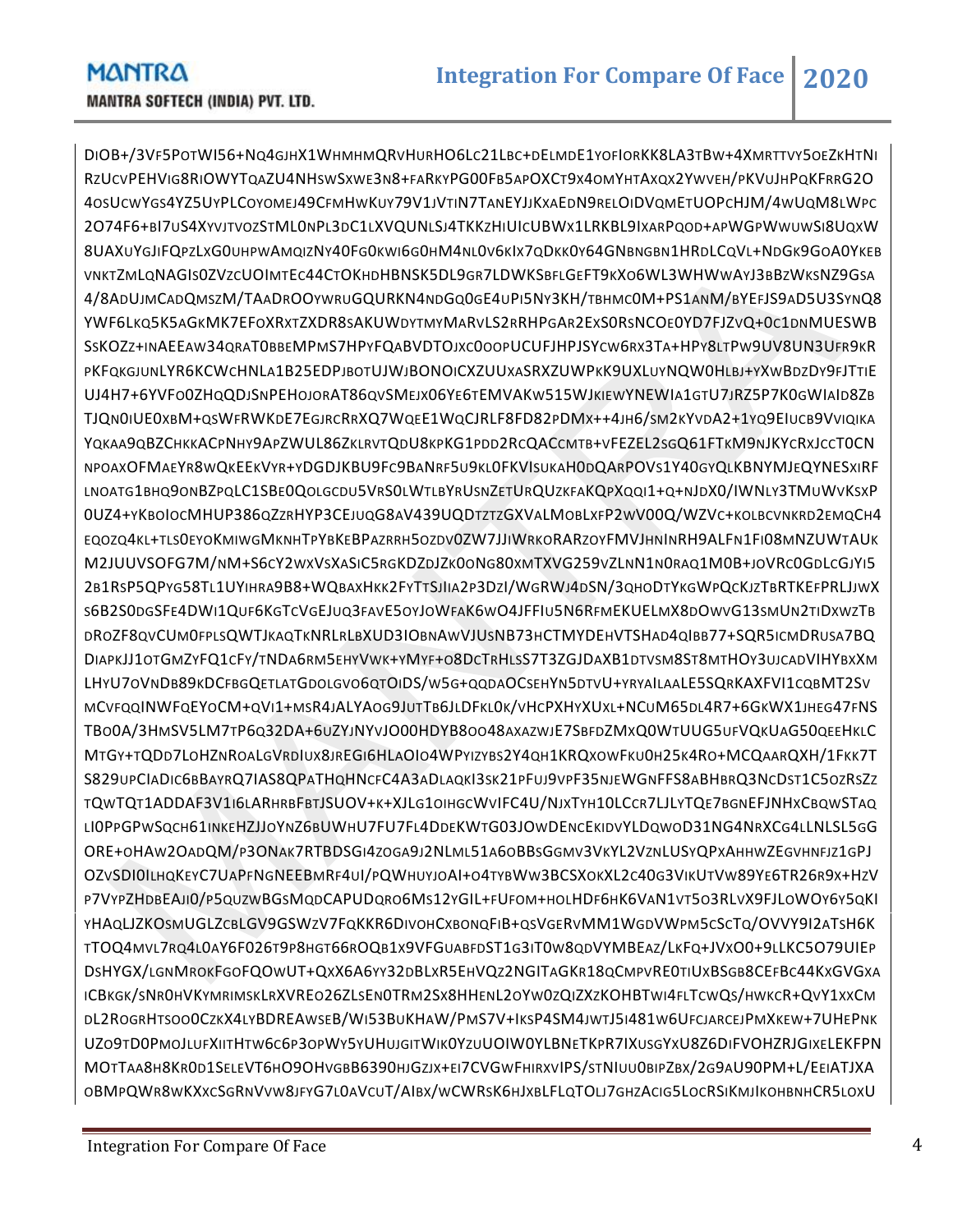DIOB+/3VF5POTWI56+NQ4GJHX1WHMHMQRVHURHO6LC21LBC+DELMDE1YOFIORKK8LA3TBW+4XMRTTVY5OEZKHTNI
RZUCVPEHVIG8RIOWYTQAZU4NHSWSXWE3N8+FARKYPG00FB5APOXCT9X4OMYHTAXQX2YWVEH/PKVUJHPQKFRRG2O
4OSUCWYGS4YZ5UYPLCOYOMEJ49CFMHWKUY79V1JVTIN7TANEYJJKXAEDN9RELOIDVQMETUOPCHJM/4WUQM8LWPC
2O74F6+BI7US4XYVJTVOZSTML0NPL3DC1LXVQUNLSJ4TKKZHIUICUBWX1LRKBL9IXARPQOD+APWGPWWUWSI8UQXW
8UAXUYGJIFQPZLXG0UHPWAMQIZNY40FG0KWI6G0HM4NL0V6KIX7QDKK0Y64GNBNGBN1HRDLCQVL+NDGK9GOA0YKEB
VNKTZMLQNAGIS0ZVZCUOIMTEC44CTOKHDHBNSK5DL9GR7LDWKSBFLGEFT9KXO6WL3WHWWAYJ3BBZWKSNZ9GSA
4/8ADUJMCADQMSZM/TAADROOYWRUGQURKN4NDGQ0GE4UPI5NY3KH/TBHMC0M+PS1ANM/BYEFJS9AD5U3SYNQ8
YWF6LKQ5K5AGKMK7EFOXRXTZXDR8SAKUWDYTMYMARVLS2RRHPGAR2EXS0RSNCOE0YD7FJZVQ+0C1DNMUESWB
SSKOZZ+INAEEAW34QRAT0BBEMPMS7HPYFQABVDTOJXC0OOPUCUFJHPJSYCW6RX3TA+HPY8LTPW9UV8UN3UFR9KR
PKFQKGJUNLYR6KCWCHNLA1B25EDPJBOTUJWJBONOICXZUUXASRXZUWPKK9UXLUYNQW0HLBJ+YXWBDZDY9FJTTIE
UJ4H7+6YVFO0ZHQQDJSNPEHOJORAT86QVSMEJX06YE6TEMVAKW515WJKIEWYNEWIA1GTU7JRZ5P7K0GWIAID8ZB
TJQN0IUE0XBM+QSWFRWKDE7EGJRCRRXQ7WQEE1WQCJRLF8FD82PDMX++4JH6/SM2KYVDA2+1YQ9EIUCB9VVIQIKA
YQKAA9QBZCHKKACPNHY9APZWUL86ZKLRVTQDU8KPKG1PDD2RCQACCMTB+VFEZEL2SGQ61FTKM9NJKYCRXJCCT0CN
NPOAXOFMAEYR8WQKEEKVYR+YDGDJKBU9FC9BANRF5U9KL0FKVISUKAH0DQARPOVS1Y40GYQLKBNYMJEQYNESXIRF
LNOATG1BHQ9ONBZPQLC1SBE0QOLGCDU5VRS0LWTLBYRUSNZETURQUZKFAKQPXQQI1+Q+NJDX0/IWNLY3TMUWVKSXP
0UZ4+YKBOIOCMHUP386QZZRHYP3CEJUQG8AV439UQDTZTZGXVALMOBLXFP2WV00Q/WZVC+KOLBCVNKRD2EMQCH4
EQOZQ4KL+TLS0EYOKMIWGMKNHTPYBKEBPAZRRH5OZDV0ZW7JJIWRKORARZOYFMVJHNINRH9ALFN1FI08MNZUWTAUK
M2JUUVSOFG7M/NM+S6CY2WXVSXASIC5RGKDZDJZK0ONG80XMTXVG259VZLNN1N0RAQ1M0B+JOVRC0GDLCGJYI5
2B1RSP5QPYG58TL1UYIHRA9B8+WQBAXHKK2FYTTSJIIA2P3DZI/WGRWJ4DSN/3QHODTYKGWPQCKJZTBRTKEFPRLJJWX
S6B2S0DGSFE4DWI1QUF6KGTCVGEJUQ3FAVE5OYJOWFAK6WO4JFFIU5N6RFMEKUELMX8DOWVG13SMUN2TIDXWZTB
DROZF8QVCUM0FPLSQWTJKAQTKNRLRLBXUD3IOBNAWVJUSNB73HCTMYDEHVTSHAD4QIBB77+SQR5ICMDRUSA7BQ
DIAPKJJ1OTGMZYFQ1CFY/TNDA6RM5EHYVWK+YMYF+O8DCTRHLSS7T3ZGJDAXB1DTVSM8ST8MTHOY3UJCADVIHYBXXM
LHYU7OVNDB89KDCFBGQETLATGDOLGVO6QTOIDS/W5G+QQDAOCSEHYN5DTVU+YRYAILAALE5SQRKAXFVI1CQBMT2SV
MCVFQQINWFQEYOCM+QVI1+MSR4JALYAOG9JUTTB6JLDFKL0K/VHCPXHYXUXL+NCUM65DL4R7+6GKWX1JHEG47FNS
TBO0A/3HMSV5LM7TP6Q32DA+6UZYJNYVJO00HDYB8OO48AXAZWJE7SBFDZMXQ0WTUUG5UFVQKUAG50QEEHKLC
MTGY+TQDD7LOHZNROALGVRDIUX8JREGI6HLAOIO4WPYIZYBS2Y4QH1KRQXOWFKU0H25K4RO+MCQAARQXH/1FKK7T
S829UPCIADIC6BBAYRQ7IAS8QPATHQHNCFC4A3ADLAQKI3SK21PFUJ9VPF35NJEWGNFFS8ABHBRQ3NCDST1C5OZRSZZ
TQWTQT1ADDAF3V1I6LARHRBFBTJSUOV+K+XJLG1OIHGCWVIFC4U/NJXTYH10LCCR7LJLYTQE7BGNEFJNHXCBQWSTAQ
LI0PPGPWSQCH61INKEHZJJOYNZ6BUWHU7FU7FL4DDEKWTG03JOWDENCEKIDVYLDQWOD31NG4NRXCG4LLNLSL5GG
ORE+OHAW2OADQM/P3ONAK7RTBDSGI4ZOGA9J2NLML51A6OBBSGGMV3VKYL2VZNLUSYQPXAHHWZEGVHNFJZ1GPJ
OZVSDI0ILHQKEYC7UAPFNGNEEBMRF4UI/PQWHUYJOAI+O4TYBWW3BCSXOKXL2C40G3VIKUTVW89YE6TR26R9X+HZV
P7VYPZHDBEAJI0/P5QUZWBGSMQDCAPUDQRO6MS12YGIL+FUFOM+HOLHDF6HK6VAN1VT5O3RLVX9FJLOWOY6Y5QKI
YHAQLJZKOSMUGLZCBLGV9GSWZV7FQKKR6DIVOHCXBONQFIB+QSVGERVMM1WGDVWPM5CSCTQ/OVVY9I2ATSH6K
TTOQ4MVL7RQ4L0AY6F026T9P8HGT66ROQB1X9VFGUABFDST1G3IT0W8QDVYMBEAZ/LKFQ+JVXO0+9LLKC5O79UIEP
DSHYGX/LGNMROKFGOFQOWUT+QXX6A6YY32DBLXR5EHVQZ2NGITAGKR18QCMPVRE0TIUXBSGB8CEFBC44KXGVGXA
ICBKGK/SNR0HVKYMRIMSKLRXVREO26ZLSEN0TRM2SX8HHENL2OYW0ZQIZXZKOHBTWI4FLTCWQS/HWKCR+QVY1XXCM
DL2ROGRHTSOO0CZKX4LYBDREAWSEB/WI53BUKHAW/PMS7V+IKSP4SM4JWTJ5I481W6UFCJARCEJPMXKEW+7UHEPNK
UZO9TD0PMOJLUFXIITHTW6C6P3OPWY5YUHUJGITWIK0YZUUOIW0YLBNETKPR7IXUSGYXU8Z6DIFVOHZRJGIXELEKFPN
MOTTAA8H8KR0D1SELEVT6HO9OHVGBB6390HJGZJX+EI7CVGWFHIRXVIPS/STNIUU0BIPZBX/2G9AU90PM+L/EEIATJXA
OBMPQWR8WKXXCSGRNVVW8JFYG7L0AVCUT/AIBX/WCWRSK6HJXBLFLQTOLJ7GHZACIG5LOCRSIKMJIKOHBNHCR5LOXU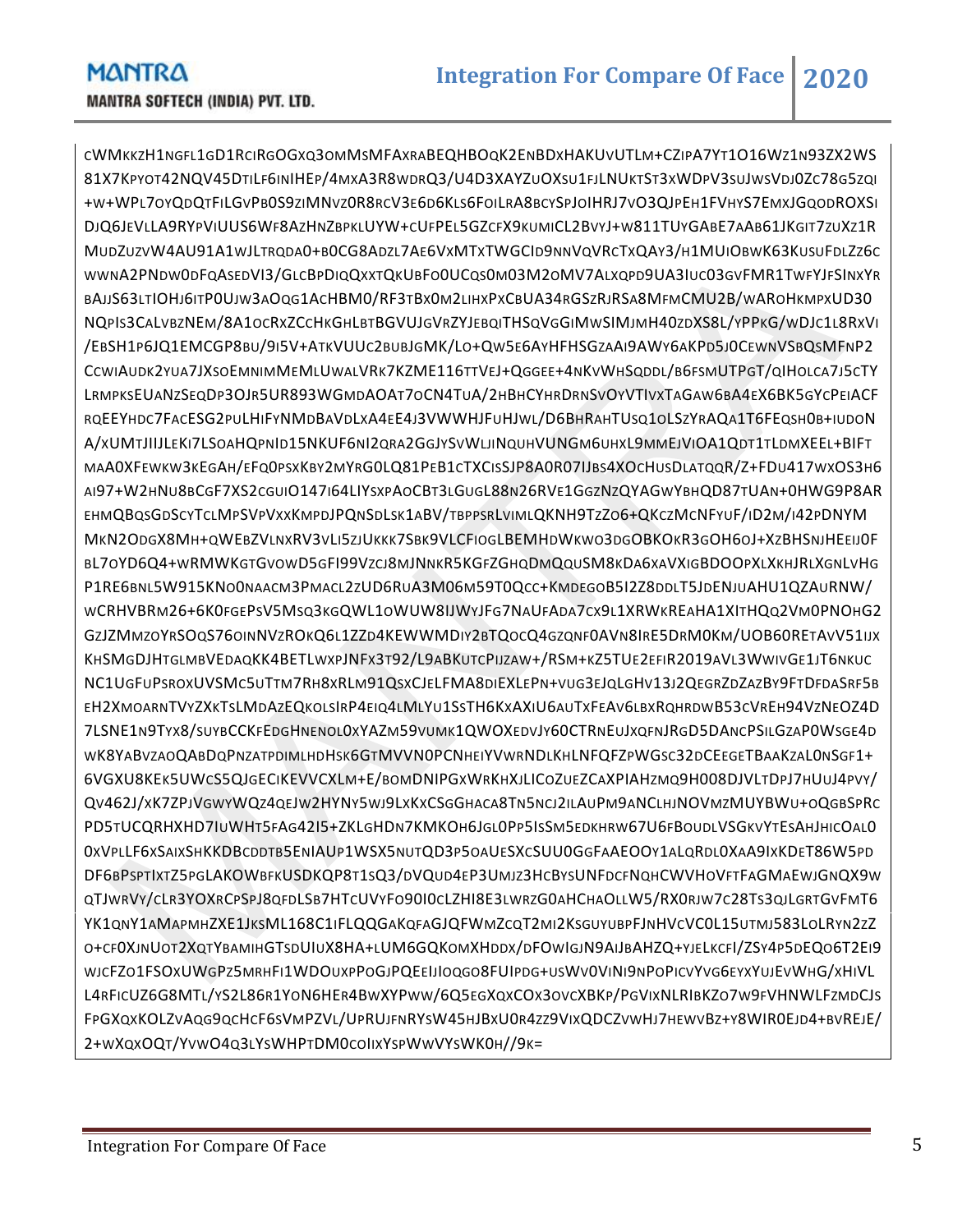cWMkkzH1ngfL1gD1RcIRgOGxq3omMsMFAxraBEQHBOqK2EnBDxHAKUvUTLm+CZipA7Yt1O16Wz1n93ZX2WS
81X7KpyoT42NQV45DtiLf6inIHEp/4mxA3R8wdrQ3/U4D3XAYZuOXsu1fjLNUktSt3xWDpV3sUJwsVDJ0Zc78g5zqi
+w+WPL7oyQDQTFiLGvPb0S9ziMNvz0R8rcV3e6d6KLs6FoiLrA8bcySpJoIHRJ7vO3QJpEh1FVhyS7EmxJGqodROXSi
DJQ6JeVLLA9RYpViUUS6WF8AzHnZbpkLUYW+cUFPEL5GZcfX9kumiCL2BvyJ+w811TUyGAbE7AAb61JKgIT7zuXz1R
MuDZuzvW4AU91A1wJLtrqdA0+b0CG8AdzL7Ae6VxMTxTWGCId9nnVQVRcTxQAy3/H1MUiObwK63KusuFdLZz6c
wwnA2PNdw0dFqAsedVI3/GLcBpDiqQxxtQkUbFo0UCqs0m03M2oMV7AlxqpD9UA3Iuc03gvFMR1TwfYJfSInxYr
bAjjS63ltIOHj6itP0UJw3AOqg1AcHBM0/RF3TBx0M2lihxPxCbUA34rGSzRJRSA8MfmCMU2B/wARoHkmpxUD30
NQpIs3CALvbzNEm/8A1ocRxZCcHkGHLbtBGVUJgVrZYJebqITHSqVgGIMwSIMjmH40zdXS8L/yPPkG/wDJc1L8RxVi
/EbSH1p6JQ1EMCGP8bu/9i5V+AtkVUUc2bubJgMK/Lo+Qw5e6AyHFHSGzaAi9AWy6aKPd5J0CewnVSbQsMFnP2
CcwIAudk2yuA7JXsoEMnimMEMLUwalVRk7KZME116ttVeJ+Qggee+4nKvWHSqddl/B6fsmUTPgT/qIHolca7j5cTY
LrmpksEUANzSeqDp3OJr5UR893WGmdAOAT7oCN4TuA/2hBHCYhrDrnSvOYVTIvxTAGAw6bA4eX6BK5gYcPeiACF
rqEEYhdc7FacESG2puLHiFyNMdBAVdLxA4eE4j3VWWHJFuHJwL/D6BhRAhTUsq1oLSzYrAQA1T6FEqsh0b+iudoN
A/xUMtJIIJLeKi7LSoAHQpnId15NKUF6nI2qra2GgJySvWLjiNquhVUNGm6uhxL9mmEJViOA1Qdt1tLdmXEEL+BIFt
maA0XFewkw3kEGAh/eFq0psxKby2mYrG0LQ81PeB1cTXCisSJP8A0R07IJbs4XOcHusDLatqqR/Z+FDu417wxOS3h6
ai97+W2hNu8bCgF7XS2cguiO147i64LIYsxpAoCBt3lGugL88n26RVe1GgzNzQYAGwYbhQD87tUAn+0HWG9P8AR
ehmQBqsGdScyTcLMpSVpVxxKmpdJPQNSdLsk1aBV/tbppsrLvimLQKNH9TzZo6+QKczMcNFyuF/iD2m/i42pDNYM
MkN2OdgX8Mh+qWEbZVlnxRV3vLi5zJUkkk7Sbk9VLCFiogLBEMHdWkwo3dgOBKOkR3gOH6oJ+XzBHSnjHEeij0F
bL7oYD6Q4+wRMWKgtGvowD5gFI99VzcJ8mJNnkR5KGfZGhqDMQquSM8kDa6xaVXigBDOOpXLXkhJRLXGnLvHg
P1RE6bnL5W915KNoONAAcM3PmacL2zUD6RuA3M06m59T0Qcc+KmdegoB5I2Z8ddlT5JdENjuAHU1QZAuRNW/
wCRHVBRm26+6K0fgePsV5MsQ3kgQWL1oWUW8IJWyJFg7NAUFAdA7cx9L1XRWkREAhA1XItHQq2Vm0PNOhG2
GzJZMmzoYrSOqS76oinNVzROkQ6L1ZZd4KEWWMDiy2bTQocQ4gzqnf0AVn8IrE5DrM0Km/UOB60REtAvV51ijx
KhSMgDJHtGLmbVEdaqKK4BETLwxpJNFx3t92/L9ABKutcPijzaw+/RSm+kZ5TUe2EfiR2019aVL3WwivGe1jT6nkuc
NC1UgFuPsroxUVSMc5uTtm7Rh8xRLm91QsxCJeLFMA8diEXLePn+vug3eJqLgHv13j2QegrZdZazBy9FtDfdaSrF5b
eH2XmoarnTVyZXkTsLMdAzEQkolsIrP4eiq4LMLYu1SsTH6KxAXiU6auTxFeAV6lbxRqhrdwB53cVReH94VzNeOZ4D
7LSNE1n9Tyx8/suybCCKFeDgHnenol0XYAZm59vumk1QWOXedvJy60CTRnEUJxqfnJRgD5DAncPSilGzaP0Wsge4d
wK8YaBvzaoQAbDqPnzatpdimLhdHsk6GtMVVN0PCNheiYVwrNDLKhLNFQFZpWGsc32dCEegeTBaaKzaL0NSgF1+
6VGXU8KEk5UWcS5QJgECiKEVVCXLm+E/bomDNIPGxWrKhXJLICoZueZCaXPIAHzmq9H008DJVLtDpJ7hUuJ4pvy/
Qv462J/xK7ZPJVgwyWQz4qeJw2HYNy5wj9LxKxCSgGhaca8Tn5ncj2ilAuPm9aNClhjNOVmzMUYBWu+oQgbSPRc
PD5tUCQRHXHD7IUWHT5FAg42I5+ZKLgHDn7KMKOh6JgL0Pp5IsSm5edkhrw67U6fBoudLVSGkvYTEsAhJhicOaL0
0xVpLLF6xSaixShKKDBcddtb5ENIAUP1WSX5nutQD3p5oAUeSXcSUU0GgFaAEOOy1aLqRdL0XaA9IxKDeT86W5pd
DF6bPsptIxtZ5pgLAKOWbfkUSDKQP8T1sQ3/dVQud4eP3Umjz3HcBysUNFdcfNqhCWVHoVftFaGMaEwjGnQX9w
qTJwrVy/cLR3YOXrCpSpJ8qfdLSb7HTcUVyFo90I0cLZHI8E3lwrzG0aHChaOLlW5/RX0rjw7c28Ts3qJLgrtGvFmT6
YK1qnY1AMapmHZXE1JksML168C1iFLQQGaKqfaGJQFWmZcqT2mi2KsguyubpFJnHVcVC0L15utmJ583LoLRyn2zZ
o+cf0XjnUot2XqtYbamihGTsdUIuX8HA+lUM6GQKomXHddx/dFOwIgjN9AIjbAHZQ+yjeLkcfI/ZSy4p5dEQo6T2Ei9
wjcFZo1FSOxUWgPz5mrhFi1WDOuxpPoGjPQEeIJIoqgo8FUIpdg+usWv0ViNi9nPoPicvYvG6eyxYujEvWhG/xHiVL
L4rFicUZ6G8MTl/yS2L86r1YoN6HEr4BwXYPww/6Q5egXqxCOx3ovcXBKp/PgVixNLRIbKZo7w9fVHNWLFzmdCJs
FpGXqxKOLZvAqg9qcHcF6sVmPZVL/UpRUjfnRYsW45hJBxU0r4zz9VixQDCZvwHJ7hewvBz+Y8WIR0Ejd4+bvREjE/
2+wXqxOQt/YvwO4q3LYsWHPtDM0coIixYspWwVYsWK0h//9k=